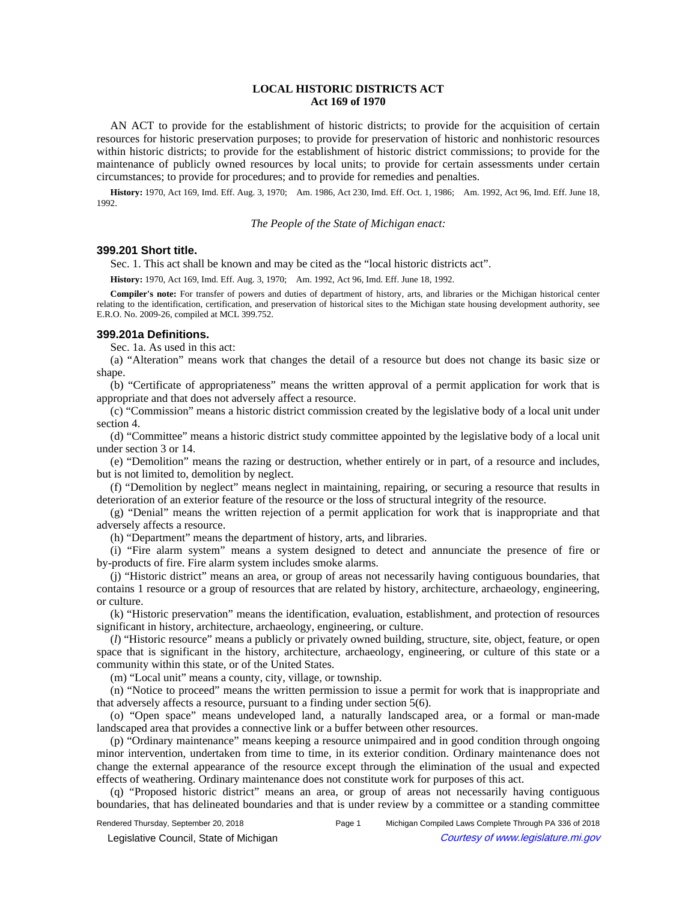# LOCAL HISTORIC DISTRICTS ACT
## Act 169 of 1970

AN ACT to provide for the establishment of historic districts; to provide for the acquisition of certain resources for historic preservation purposes; to provide for preservation of historic and nonhistoric resources within historic districts; to provide for the establishment of historic district commissions; to provide for the maintenance of publicly owned resources by local units; to provide for certain assessments under certain circumstances; to provide for procedures; and to provide for remedies and penalties.

**History:** 1970, Act 169, Imd. Eff. Aug. 3, 1970; Am. 1986, Act 230, Imd. Eff. Oct. 1, 1986; Am. 1992, Act 96, Imd. Eff. June 18, 1992.

*The People of the State of Michigan enact:*

### 399.201 Short title.

Sec. 1. This act shall be known and may be cited as the "local historic districts act".

**History:** 1970, Act 169, Imd. Eff. Aug. 3, 1970; Am. 1992, Act 96, Imd. Eff. June 18, 1992.

**Compiler's note:** For transfer of powers and duties of department of history, arts, and libraries or the Michigan historical center relating to the identification, certification, and preservation of historical sites to the Michigan state housing development authority, see E.R.O. No. 2009-26, compiled at MCL 399.752.

### 399.201a Definitions.

Sec. 1a. As used in this act:

(a) "Alteration" means work that changes the detail of a resource but does not change its basic size or shape.

(b) "Certificate of appropriateness" means the written approval of a permit application for work that is appropriate and that does not adversely affect a resource.

(c) "Commission" means a historic district commission created by the legislative body of a local unit under section 4.

(d) "Committee" means a historic district study committee appointed by the legislative body of a local unit under section 3 or 14.

(e) "Demolition" means the razing or destruction, whether entirely or in part, of a resource and includes, but is not limited to, demolition by neglect.

(f) "Demolition by neglect" means neglect in maintaining, repairing, or securing a resource that results in deterioration of an exterior feature of the resource or the loss of structural integrity of the resource.

(g) "Denial" means the written rejection of a permit application for work that is inappropriate and that adversely affects a resource.

(h) "Department" means the department of history, arts, and libraries.

(i) "Fire alarm system" means a system designed to detect and annunciate the presence of fire or by-products of fire. Fire alarm system includes smoke alarms.

(j) "Historic district" means an area, or group of areas not necessarily having contiguous boundaries, that contains 1 resource or a group of resources that are related by history, architecture, archaeology, engineering, or culture.

(k) "Historic preservation" means the identification, evaluation, establishment, and protection of resources significant in history, architecture, archaeology, engineering, or culture.

(*l*) "Historic resource" means a publicly or privately owned building, structure, site, object, feature, or open space that is significant in the history, architecture, archaeology, engineering, or culture of this state or a community within this state, or of the United States.

(m) "Local unit" means a county, city, village, or township.

(n) "Notice to proceed" means the written permission to issue a permit for work that is inappropriate and that adversely affects a resource, pursuant to a finding under section 5(6).

(o) "Open space" means undeveloped land, a naturally landscaped area, or a formal or man-made landscaped area that provides a connective link or a buffer between other resources.

(p) "Ordinary maintenance" means keeping a resource unimpaired and in good condition through ongoing minor intervention, undertaken from time to time, in its exterior condition. Ordinary maintenance does not change the external appearance of the resource except through the elimination of the usual and expected effects of weathering. Ordinary maintenance does not constitute work for purposes of this act.

(q) "Proposed historic district" means an area, or group of areas not necessarily having contiguous boundaries, that has delineated boundaries and that is under review by a committee or a standing committee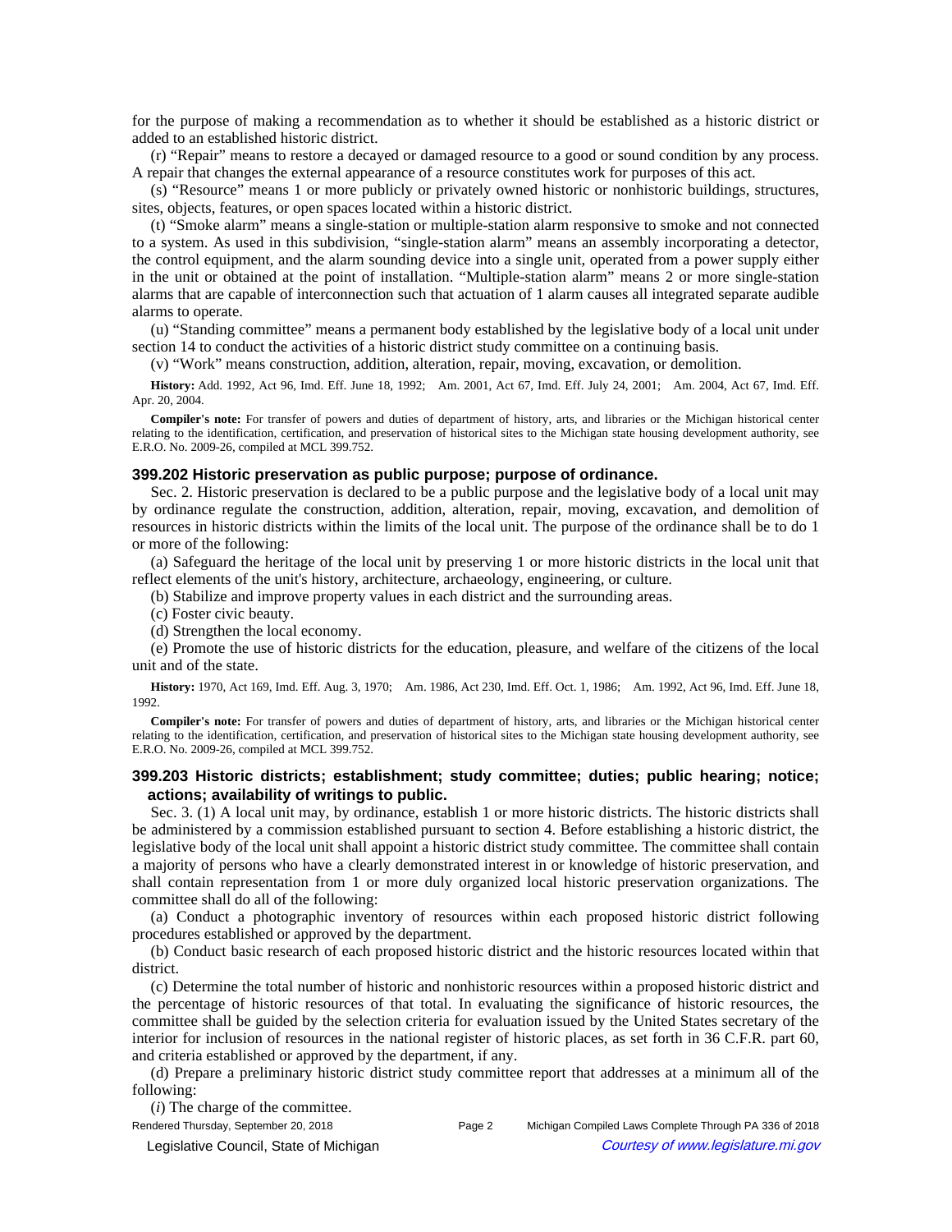for the purpose of making a recommendation as to whether it should be established as a historic district or added to an established historic district.

(r) "Repair" means to restore a decayed or damaged resource to a good or sound condition by any process. A repair that changes the external appearance of a resource constitutes work for purposes of this act.

(s) "Resource" means 1 or more publicly or privately owned historic or nonhistoric buildings, structures, sites, objects, features, or open spaces located within a historic district.

(t) "Smoke alarm" means a single-station or multiple-station alarm responsive to smoke and not connected to a system. As used in this subdivision, "single-station alarm" means an assembly incorporating a detector, the control equipment, and the alarm sounding device into a single unit, operated from a power supply either in the unit or obtained at the point of installation. "Multiple-station alarm" means 2 or more single-station alarms that are capable of interconnection such that actuation of 1 alarm causes all integrated separate audible alarms to operate.

(u) "Standing committee" means a permanent body established by the legislative body of a local unit under section 14 to conduct the activities of a historic district study committee on a continuing basis.

(v) "Work" means construction, addition, alteration, repair, moving, excavation, or demolition.

**History:** Add. 1992, Act 96, Imd. Eff. June 18, 1992; Am. 2001, Act 67, Imd. Eff. July 24, 2001; Am. 2004, Act 67, Imd. Eff. Apr. 20, 2004.

**Compiler's note:** For transfer of powers and duties of department of history, arts, and libraries or the Michigan historical center relating to the identification, certification, and preservation of historical sites to the Michigan state housing development authority, see E.R.O. No. 2009-26, compiled at MCL 399.752.

### 399.202 Historic preservation as public purpose; purpose of ordinance.

Sec. 2. Historic preservation is declared to be a public purpose and the legislative body of a local unit may by ordinance regulate the construction, addition, alteration, repair, moving, excavation, and demolition of resources in historic districts within the limits of the local unit. The purpose of the ordinance shall be to do 1 or more of the following:

(a) Safeguard the heritage of the local unit by preserving 1 or more historic districts in the local unit that reflect elements of the unit's history, architecture, archaeology, engineering, or culture.

(b) Stabilize and improve property values in each district and the surrounding areas.

(c) Foster civic beauty.

(d) Strengthen the local economy.

(e) Promote the use of historic districts for the education, pleasure, and welfare of the citizens of the local unit and of the state.

**History:** 1970, Act 169, Imd. Eff. Aug. 3, 1970; Am. 1986, Act 230, Imd. Eff. Oct. 1, 1986; Am. 1992, Act 96, Imd. Eff. June 18, 1992.

**Compiler's note:** For transfer of powers and duties of department of history, arts, and libraries or the Michigan historical center relating to the identification, certification, and preservation of historical sites to the Michigan state housing development authority, see E.R.O. No. 2009-26, compiled at MCL 399.752.

### 399.203 Historic districts; establishment; study committee; duties; public hearing; notice; actions; availability of writings to public.

Sec. 3. (1) A local unit may, by ordinance, establish 1 or more historic districts. The historic districts shall be administered by a commission established pursuant to section 4. Before establishing a historic district, the legislative body of the local unit shall appoint a historic district study committee. The committee shall contain a majority of persons who have a clearly demonstrated interest in or knowledge of historic preservation, and shall contain representation from 1 or more duly organized local historic preservation organizations. The committee shall do all of the following:

(a) Conduct a photographic inventory of resources within each proposed historic district following procedures established or approved by the department.

(b) Conduct basic research of each proposed historic district and the historic resources located within that district.

(c) Determine the total number of historic and nonhistoric resources within a proposed historic district and the percentage of historic resources of that total. In evaluating the significance of historic resources, the committee shall be guided by the selection criteria for evaluation issued by the United States secretary of the interior for inclusion of resources in the national register of historic places, as set forth in 36 C.F.R. part 60, and criteria established or approved by the department, if any.

(d) Prepare a preliminary historic district study committee report that addresses at a minimum all of the following:

(*i*) The charge of the committee.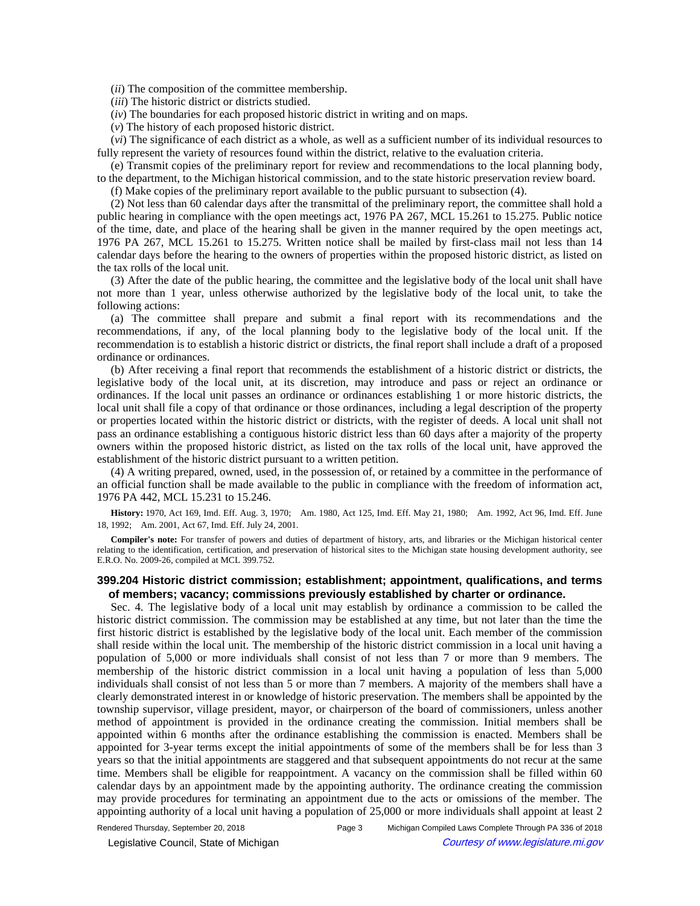(*ii*) The composition of the committee membership.

(*iii*) The historic district or districts studied.

(*iv*) The boundaries for each proposed historic district in writing and on maps.

(*v*) The history of each proposed historic district.

(*vi*) The significance of each district as a whole, as well as a sufficient number of its individual resources to fully represent the variety of resources found within the district, relative to the evaluation criteria.

(e) Transmit copies of the preliminary report for review and recommendations to the local planning body, to the department, to the Michigan historical commission, and to the state historic preservation review board.

(f) Make copies of the preliminary report available to the public pursuant to subsection (4).

(2) Not less than 60 calendar days after the transmittal of the preliminary report, the committee shall hold a public hearing in compliance with the open meetings act, 1976 PA 267, MCL 15.261 to 15.275. Public notice of the time, date, and place of the hearing shall be given in the manner required by the open meetings act, 1976 PA 267, MCL 15.261 to 15.275. Written notice shall be mailed by first-class mail not less than 14 calendar days before the hearing to the owners of properties within the proposed historic district, as listed on the tax rolls of the local unit.

(3) After the date of the public hearing, the committee and the legislative body of the local unit shall have not more than 1 year, unless otherwise authorized by the legislative body of the local unit, to take the following actions:

(a) The committee shall prepare and submit a final report with its recommendations and the recommendations, if any, of the local planning body to the legislative body of the local unit. If the recommendation is to establish a historic district or districts, the final report shall include a draft of a proposed ordinance or ordinances.

(b) After receiving a final report that recommends the establishment of a historic district or districts, the legislative body of the local unit, at its discretion, may introduce and pass or reject an ordinance or ordinances. If the local unit passes an ordinance or ordinances establishing 1 or more historic districts, the local unit shall file a copy of that ordinance or those ordinances, including a legal description of the property or properties located within the historic district or districts, with the register of deeds. A local unit shall not pass an ordinance establishing a contiguous historic district less than 60 days after a majority of the property owners within the proposed historic district, as listed on the tax rolls of the local unit, have approved the establishment of the historic district pursuant to a written petition.

(4) A writing prepared, owned, used, in the possession of, or retained by a committee in the performance of an official function shall be made available to the public in compliance with the freedom of information act, 1976 PA 442, MCL 15.231 to 15.246.

**History:** 1970, Act 169, Imd. Eff. Aug. 3, 1970; Am. 1980, Act 125, Imd. Eff. May 21, 1980; Am. 1992, Act 96, Imd. Eff. June 18, 1992; Am. 2001, Act 67, Imd. Eff. July 24, 2001.

**Compiler's note:** For transfer of powers and duties of department of history, arts, and libraries or the Michigan historical center relating to the identification, certification, and preservation of historical sites to the Michigan state housing development authority, see E.R.O. No. 2009-26, compiled at MCL 399.752.

### 399.204 Historic district commission; establishment; appointment, qualifications, and terms of members; vacancy; commissions previously established by charter or ordinance.

Sec. 4. The legislative body of a local unit may establish by ordinance a commission to be called the historic district commission. The commission may be established at any time, but not later than the time the first historic district is established by the legislative body of the local unit. Each member of the commission shall reside within the local unit. The membership of the historic district commission in a local unit having a population of 5,000 or more individuals shall consist of not less than 7 or more than 9 members. The membership of the historic district commission in a local unit having a population of less than 5,000 individuals shall consist of not less than 5 or more than 7 members. A majority of the members shall have a clearly demonstrated interest in or knowledge of historic preservation. The members shall be appointed by the township supervisor, village president, mayor, or chairperson of the board of commissioners, unless another method of appointment is provided in the ordinance creating the commission. Initial members shall be appointed within 6 months after the ordinance establishing the commission is enacted. Members shall be appointed for 3-year terms except the initial appointments of some of the members shall be for less than 3 years so that the initial appointments are staggered and that subsequent appointments do not recur at the same time. Members shall be eligible for reappointment. A vacancy on the commission shall be filled within 60 calendar days by an appointment made by the appointing authority. The ordinance creating the commission may provide procedures for terminating an appointment due to the acts or omissions of the member. The appointing authority of a local unit having a population of 25,000 or more individuals shall appoint at least 2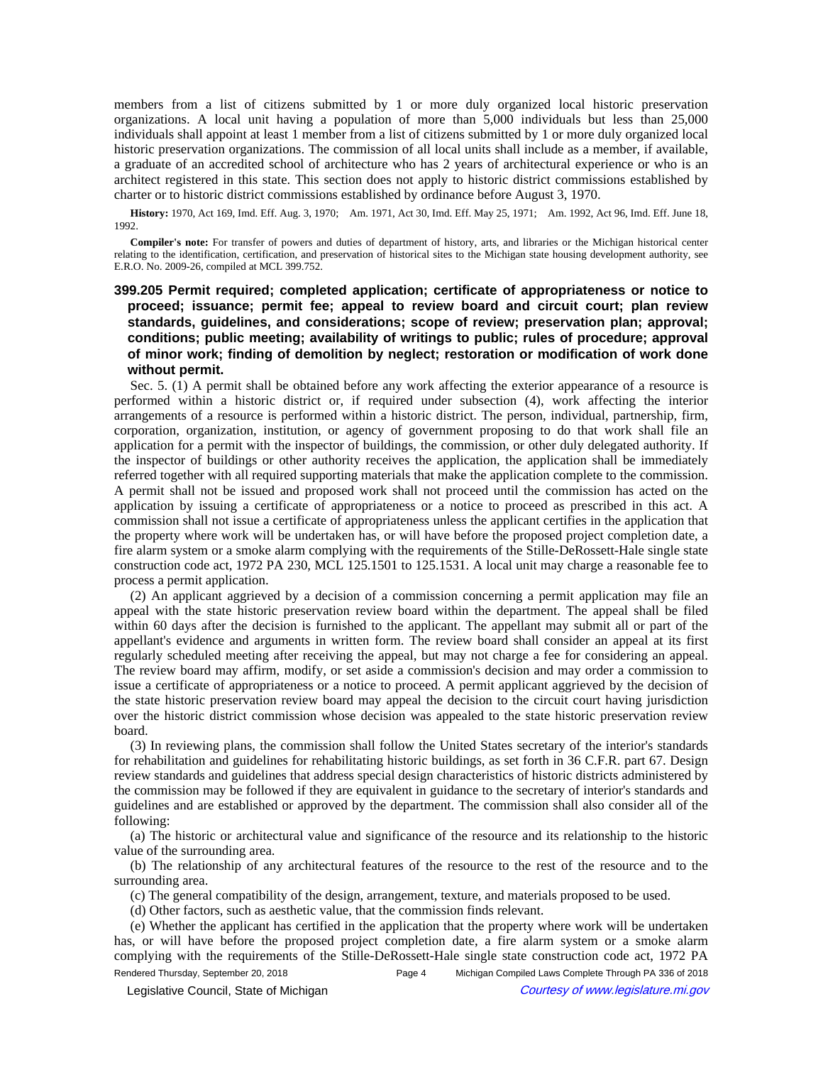members from a list of citizens submitted by 1 or more duly organized local historic preservation organizations. A local unit having a population of more than 5,000 individuals but less than 25,000 individuals shall appoint at least 1 member from a list of citizens submitted by 1 or more duly organized local historic preservation organizations. The commission of all local units shall include as a member, if available, a graduate of an accredited school of architecture who has 2 years of architectural experience or who is an architect registered in this state. This section does not apply to historic district commissions established by charter or to historic district commissions established by ordinance before August 3, 1970.

**History:** 1970, Act 169, Imd. Eff. Aug. 3, 1970;—Am. 1971, Act 30, Imd. Eff. May 25, 1971;—Am. 1992, Act 96, Imd. Eff. June 18, 1992.

**Compiler's note:** For transfer of powers and duties of department of history, arts, and libraries or the Michigan historical center relating to the identification, certification, and preservation of historical sites to the Michigan state housing development authority, see E.R.O. No. 2009-26, compiled at MCL 399.752.

### 399.205 Permit required; completed application; certificate of appropriateness or notice to proceed; issuance; permit fee; appeal to review board and circuit court; plan review standards, guidelines, and considerations; scope of review; preservation plan; approval; conditions; public meeting; availability of writings to public; rules of procedure; approval of minor work; finding of demolition by neglect; restoration or modification of work done without permit.

Sec. 5. (1) A permit shall be obtained before any work affecting the exterior appearance of a resource is performed within a historic district or, if required under subsection (4), work affecting the interior arrangements of a resource is performed within a historic district. The person, individual, partnership, firm, corporation, organization, institution, or agency of government proposing to do that work shall file an application for a permit with the inspector of buildings, the commission, or other duly delegated authority. If the inspector of buildings or other authority receives the application, the application shall be immediately referred together with all required supporting materials that make the application complete to the commission. A permit shall not be issued and proposed work shall not proceed until the commission has acted on the application by issuing a certificate of appropriateness or a notice to proceed as prescribed in this act. A commission shall not issue a certificate of appropriateness unless the applicant certifies in the application that the property where work will be undertaken has, or will have before the proposed project completion date, a fire alarm system or a smoke alarm complying with the requirements of the Stille-DeRossett-Hale single state construction code act, 1972 PA 230, MCL 125.1501 to 125.1531. A local unit may charge a reasonable fee to process a permit application.

(2) An applicant aggrieved by a decision of a commission concerning a permit application may file an appeal with the state historic preservation review board within the department. The appeal shall be filed within 60 days after the decision is furnished to the applicant. The appellant may submit all or part of the appellant's evidence and arguments in written form. The review board shall consider an appeal at its first regularly scheduled meeting after receiving the appeal, but may not charge a fee for considering an appeal. The review board may affirm, modify, or set aside a commission's decision and may order a commission to issue a certificate of appropriateness or a notice to proceed. A permit applicant aggrieved by the decision of the state historic preservation review board may appeal the decision to the circuit court having jurisdiction over the historic district commission whose decision was appealed to the state historic preservation review board.

(3) In reviewing plans, the commission shall follow the United States secretary of the interior's standards for rehabilitation and guidelines for rehabilitating historic buildings, as set forth in 36 C.F.R. part 67. Design review standards and guidelines that address special design characteristics of historic districts administered by the commission may be followed if they are equivalent in guidance to the secretary of interior's standards and guidelines and are established or approved by the department. The commission shall also consider all of the following:

(a) The historic or architectural value and significance of the resource and its relationship to the historic value of the surrounding area.

(b) The relationship of any architectural features of the resource to the rest of the resource and to the surrounding area.

(c) The general compatibility of the design, arrangement, texture, and materials proposed to be used.

(d) Other factors, such as aesthetic value, that the commission finds relevant.

(e) Whether the applicant has certified in the application that the property where work will be undertaken has, or will have before the proposed project completion date, a fire alarm system or a smoke alarm complying with the requirements of the Stille-DeRossett-Hale single state construction code act, 1972 PA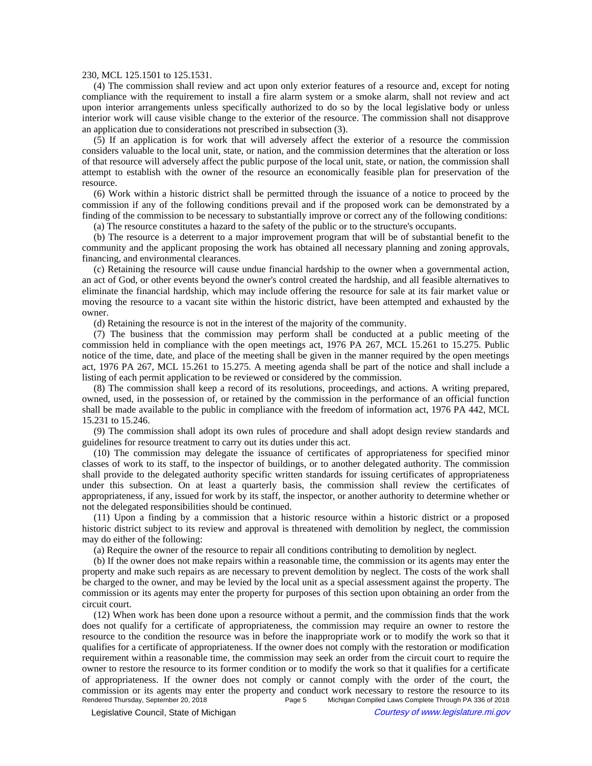230, MCL 125.1501 to 125.1531.

(4) The commission shall review and act upon only exterior features of a resource and, except for noting compliance with the requirement to install a fire alarm system or a smoke alarm, shall not review and act upon interior arrangements unless specifically authorized to do so by the local legislative body or unless interior work will cause visible change to the exterior of the resource. The commission shall not disapprove an application due to considerations not prescribed in subsection (3).

(5) If an application is for work that will adversely affect the exterior of a resource the commission considers valuable to the local unit, state, or nation, and the commission determines that the alteration or loss of that resource will adversely affect the public purpose of the local unit, state, or nation, the commission shall attempt to establish with the owner of the resource an economically feasible plan for preservation of the resource.

(6) Work within a historic district shall be permitted through the issuance of a notice to proceed by the commission if any of the following conditions prevail and if the proposed work can be demonstrated by a finding of the commission to be necessary to substantially improve or correct any of the following conditions:

(a) The resource constitutes a hazard to the safety of the public or to the structure's occupants.

(b) The resource is a deterrent to a major improvement program that will be of substantial benefit to the community and the applicant proposing the work has obtained all necessary planning and zoning approvals, financing, and environmental clearances.

(c) Retaining the resource will cause undue financial hardship to the owner when a governmental action, an act of God, or other events beyond the owner's control created the hardship, and all feasible alternatives to eliminate the financial hardship, which may include offering the resource for sale at its fair market value or moving the resource to a vacant site within the historic district, have been attempted and exhausted by the owner.

(d) Retaining the resource is not in the interest of the majority of the community.

(7) The business that the commission may perform shall be conducted at a public meeting of the commission held in compliance with the open meetings act, 1976 PA 267, MCL 15.261 to 15.275. Public notice of the time, date, and place of the meeting shall be given in the manner required by the open meetings act, 1976 PA 267, MCL 15.261 to 15.275. A meeting agenda shall be part of the notice and shall include a listing of each permit application to be reviewed or considered by the commission.

(8) The commission shall keep a record of its resolutions, proceedings, and actions. A writing prepared, owned, used, in the possession of, or retained by the commission in the performance of an official function shall be made available to the public in compliance with the freedom of information act, 1976 PA 442, MCL 15.231 to 15.246.

(9) The commission shall adopt its own rules of procedure and shall adopt design review standards and guidelines for resource treatment to carry out its duties under this act.

(10) The commission may delegate the issuance of certificates of appropriateness for specified minor classes of work to its staff, to the inspector of buildings, or to another delegated authority. The commission shall provide to the delegated authority specific written standards for issuing certificates of appropriateness under this subsection. On at least a quarterly basis, the commission shall review the certificates of appropriateness, if any, issued for work by its staff, the inspector, or another authority to determine whether or not the delegated responsibilities should be continued.

(11) Upon a finding by a commission that a historic resource within a historic district or a proposed historic district subject to its review and approval is threatened with demolition by neglect, the commission may do either of the following:

(a) Require the owner of the resource to repair all conditions contributing to demolition by neglect.

(b) If the owner does not make repairs within a reasonable time, the commission or its agents may enter the property and make such repairs as are necessary to prevent demolition by neglect. The costs of the work shall be charged to the owner, and may be levied by the local unit as a special assessment against the property. The commission or its agents may enter the property for purposes of this section upon obtaining an order from the circuit court.

(12) When work has been done upon a resource without a permit, and the commission finds that the work does not qualify for a certificate of appropriateness, the commission may require an owner to restore the resource to the condition the resource was in before the inappropriate work or to modify the work so that it qualifies for a certificate of appropriateness. If the owner does not comply with the restoration or modification requirement within a reasonable time, the commission may seek an order from the circuit court to require the owner to restore the resource to its former condition or to modify the work so that it qualifies for a certificate of appropriateness. If the owner does not comply or cannot comply with the order of the court, the commission or its agents may enter the property and conduct work necessary to restore the resource to its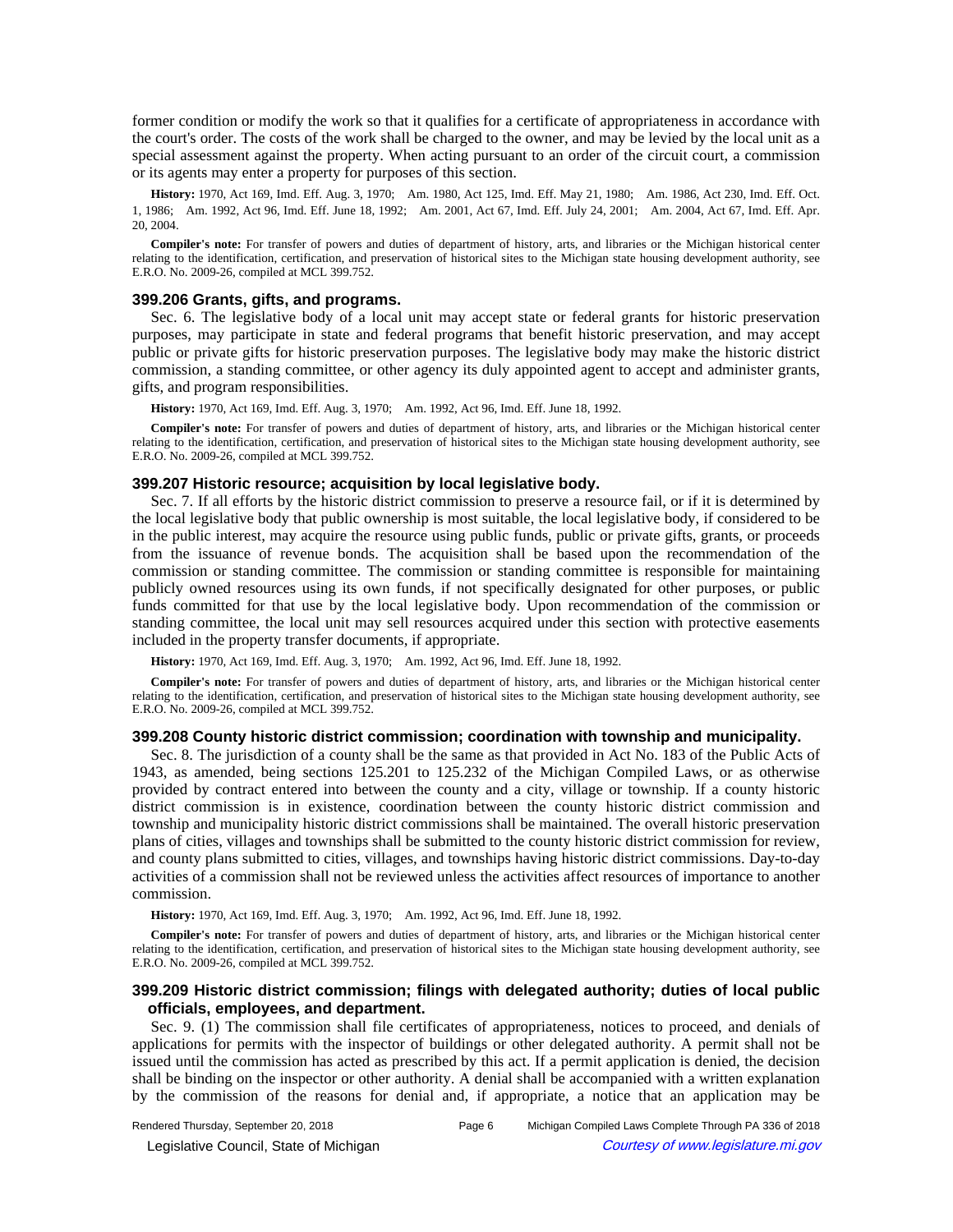former condition or modify the work so that it qualifies for a certificate of appropriateness in accordance with the court's order. The costs of the work shall be charged to the owner, and may be levied by the local unit as a special assessment against the property. When acting pursuant to an order of the circuit court, a commission or its agents may enter a property for purposes of this section.

**History:** 1970, Act 169, Imd. Eff. Aug. 3, 1970; Am. 1980, Act 125, Imd. Eff. May 21, 1980; Am. 1986, Act 230, Imd. Eff. Oct. 1, 1986; Am. 1992, Act 96, Imd. Eff. June 18, 1992; Am. 2001, Act 67, Imd. Eff. July 24, 2001; Am. 2004, Act 67, Imd. Eff. Apr. 20, 2004.

**Compiler's note:** For transfer of powers and duties of department of history, arts, and libraries or the Michigan historical center relating to the identification, certification, and preservation of historical sites to the Michigan state housing development authority, see E.R.O. No. 2009-26, compiled at MCL 399.752.

### 399.206 Grants, gifts, and programs.

Sec. 6. The legislative body of a local unit may accept state or federal grants for historic preservation purposes, may participate in state and federal programs that benefit historic preservation, and may accept public or private gifts for historic preservation purposes. The legislative body may make the historic district commission, a standing committee, or other agency its duly appointed agent to accept and administer grants, gifts, and program responsibilities.

**History:** 1970, Act 169, Imd. Eff. Aug. 3, 1970; Am. 1992, Act 96, Imd. Eff. June 18, 1992.

**Compiler's note:** For transfer of powers and duties of department of history, arts, and libraries or the Michigan historical center relating to the identification, certification, and preservation of historical sites to the Michigan state housing development authority, see E.R.O. No. 2009-26, compiled at MCL 399.752.

### 399.207 Historic resource; acquisition by local legislative body.

Sec. 7. If all efforts by the historic district commission to preserve a resource fail, or if it is determined by the local legislative body that public ownership is most suitable, the local legislative body, if considered to be in the public interest, may acquire the resource using public funds, public or private gifts, grants, or proceeds from the issuance of revenue bonds. The acquisition shall be based upon the recommendation of the commission or standing committee. The commission or standing committee is responsible for maintaining publicly owned resources using its own funds, if not specifically designated for other purposes, or public funds committed for that use by the local legislative body. Upon recommendation of the commission or standing committee, the local unit may sell resources acquired under this section with protective easements included in the property transfer documents, if appropriate.

**History:** 1970, Act 169, Imd. Eff. Aug. 3, 1970; Am. 1992, Act 96, Imd. Eff. June 18, 1992.

**Compiler's note:** For transfer of powers and duties of department of history, arts, and libraries or the Michigan historical center relating to the identification, certification, and preservation of historical sites to the Michigan state housing development authority, see E.R.O. No. 2009-26, compiled at MCL 399.752.

### 399.208 County historic district commission; coordination with township and municipality.

Sec. 8. The jurisdiction of a county shall be the same as that provided in Act No. 183 of the Public Acts of 1943, as amended, being sections 125.201 to 125.232 of the Michigan Compiled Laws, or as otherwise provided by contract entered into between the county and a city, village or township. If a county historic district commission is in existence, coordination between the county historic district commission and township and municipality historic district commissions shall be maintained. The overall historic preservation plans of cities, villages and townships shall be submitted to the county historic district commission for review, and county plans submitted to cities, villages, and townships having historic district commissions. Day-to-day activities of a commission shall not be reviewed unless the activities affect resources of importance to another commission.

**History:** 1970, Act 169, Imd. Eff. Aug. 3, 1970; Am. 1992, Act 96, Imd. Eff. June 18, 1992.

**Compiler's note:** For transfer of powers and duties of department of history, arts, and libraries or the Michigan historical center relating to the identification, certification, and preservation of historical sites to the Michigan state housing development authority, see E.R.O. No. 2009-26, compiled at MCL 399.752.

### 399.209 Historic district commission; filings with delegated authority; duties of local public officials, employees, and department.

Sec. 9. (1) The commission shall file certificates of appropriateness, notices to proceed, and denials of applications for permits with the inspector of buildings or other delegated authority. A permit shall not be issued until the commission has acted as prescribed by this act. If a permit application is denied, the decision shall be binding on the inspector or other authority. A denial shall be accompanied with a written explanation by the commission of the reasons for denial and, if appropriate, a notice that an application may be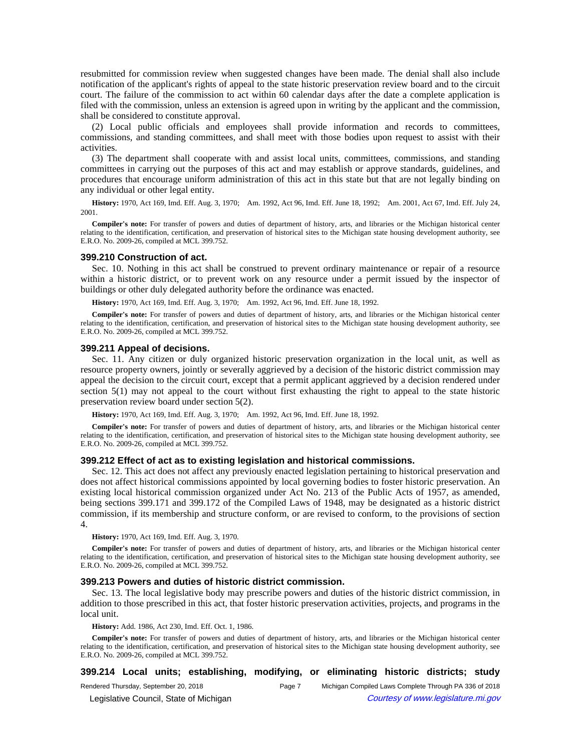resubmitted for commission review when suggested changes have been made. The denial shall also include notification of the applicant's rights of appeal to the state historic preservation review board and to the circuit court. The failure of the commission to act within 60 calendar days after the date a complete application is filed with the commission, unless an extension is agreed upon in writing by the applicant and the commission, shall be considered to constitute approval.

(2) Local public officials and employees shall provide information and records to committees, commissions, and standing committees, and shall meet with those bodies upon request to assist with their activities.

(3) The department shall cooperate with and assist local units, committees, commissions, and standing committees in carrying out the purposes of this act and may establish or approve standards, guidelines, and procedures that encourage uniform administration of this act in this state but that are not legally binding on any individual or other legal entity.

**History:** 1970, Act 169, Imd. Eff. Aug. 3, 1970; Am. 1992, Act 96, Imd. Eff. June 18, 1992; Am. 2001, Act 67, Imd. Eff. July 24, 2001.

**Compiler's note:** For transfer of powers and duties of department of history, arts, and libraries or the Michigan historical center relating to the identification, certification, and preservation of historical sites to the Michigan state housing development authority, see E.R.O. No. 2009-26, compiled at MCL 399.752.

### 399.210 Construction of act.

Sec. 10. Nothing in this act shall be construed to prevent ordinary maintenance or repair of a resource within a historic district, or to prevent work on any resource under a permit issued by the inspector of buildings or other duly delegated authority before the ordinance was enacted.

**History:** 1970, Act 169, Imd. Eff. Aug. 3, 1970; Am. 1992, Act 96, Imd. Eff. June 18, 1992.

**Compiler's note:** For transfer of powers and duties of department of history, arts, and libraries or the Michigan historical center relating to the identification, certification, and preservation of historical sites to the Michigan state housing development authority, see E.R.O. No. 2009-26, compiled at MCL 399.752.

### 399.211 Appeal of decisions.

Sec. 11. Any citizen or duly organized historic preservation organization in the local unit, as well as resource property owners, jointly or severally aggrieved by a decision of the historic district commission may appeal the decision to the circuit court, except that a permit applicant aggrieved by a decision rendered under section 5(1) may not appeal to the court without first exhausting the right to appeal to the state historic preservation review board under section 5(2).

**History:** 1970, Act 169, Imd. Eff. Aug. 3, 1970; Am. 1992, Act 96, Imd. Eff. June 18, 1992.

**Compiler's note:** For transfer of powers and duties of department of history, arts, and libraries or the Michigan historical center relating to the identification, certification, and preservation of historical sites to the Michigan state housing development authority, see E.R.O. No. 2009-26, compiled at MCL 399.752.

### 399.212 Effect of act as to existing legislation and historical commissions.

Sec. 12. This act does not affect any previously enacted legislation pertaining to historical preservation and does not affect historical commissions appointed by local governing bodies to foster historic preservation. An existing local historical commission organized under Act No. 213 of the Public Acts of 1957, as amended, being sections 399.171 and 399.172 of the Compiled Laws of 1948, may be designated as a historic district commission, if its membership and structure conform, or are revised to conform, to the provisions of section 4.

**History:** 1970, Act 169, Imd. Eff. Aug. 3, 1970.

**Compiler's note:** For transfer of powers and duties of department of history, arts, and libraries or the Michigan historical center relating to the identification, certification, and preservation of historical sites to the Michigan state housing development authority, see E.R.O. No. 2009-26, compiled at MCL 399.752.

### 399.213 Powers and duties of historic district commission.

Sec. 13. The local legislative body may prescribe powers and duties of the historic district commission, in addition to those prescribed in this act, that foster historic preservation activities, projects, and programs in the local unit.

**History:** Add. 1986, Act 230, Imd. Eff. Oct. 1, 1986.

**Compiler's note:** For transfer of powers and duties of department of history, arts, and libraries or the Michigan historical center relating to the identification, certification, and preservation of historical sites to the Michigan state housing development authority, see E.R.O. No. 2009-26, compiled at MCL 399.752.

### 399.214 Local units; establishing, modifying, or eliminating historic districts; study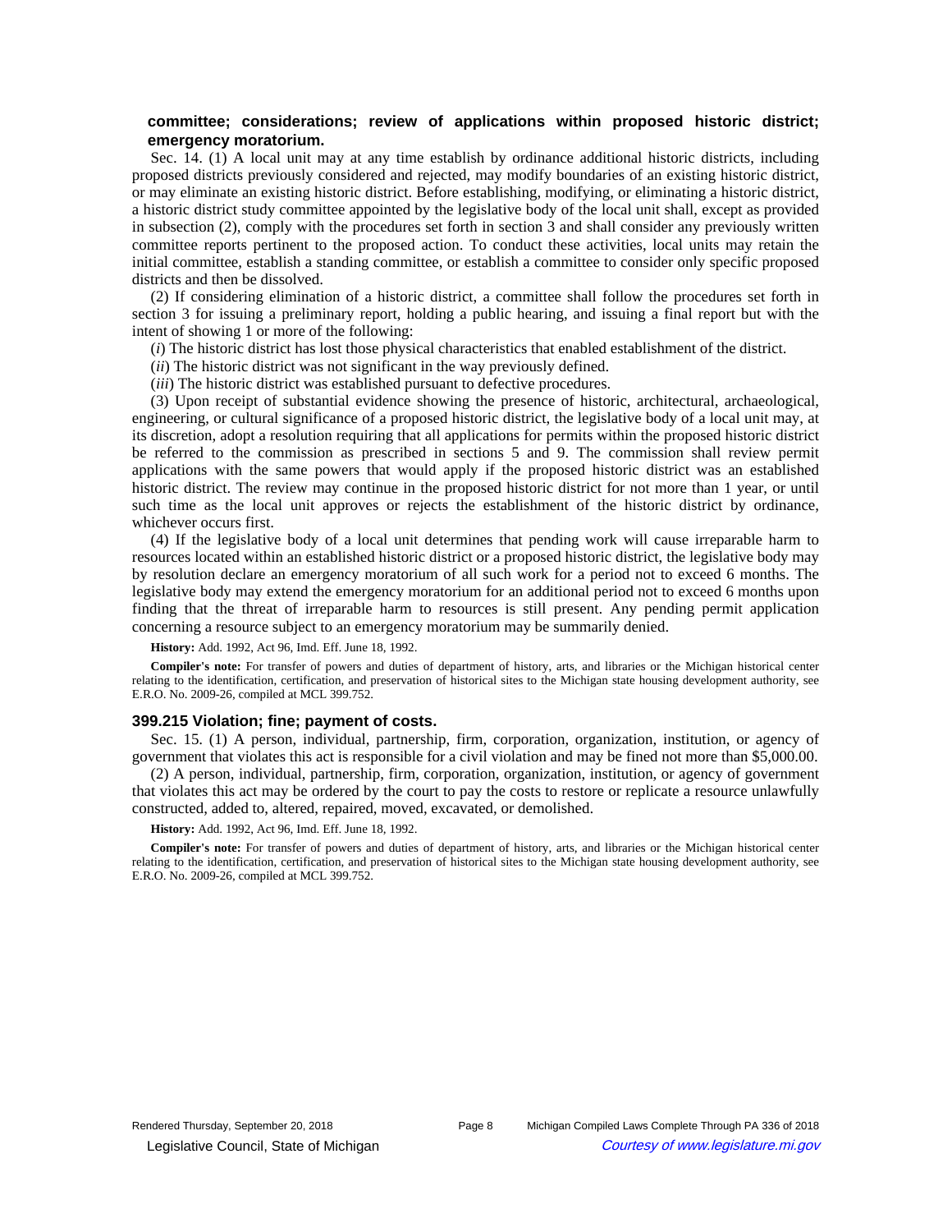**committee; considerations; review of applications within proposed historic district; emergency moratorium.**

Sec. 14. (1) A local unit may at any time establish by ordinance additional historic districts, including proposed districts previously considered and rejected, may modify boundaries of an existing historic district, or may eliminate an existing historic district. Before establishing, modifying, or eliminating a historic district, a historic district study committee appointed by the legislative body of the local unit shall, except as provided in subsection (2), comply with the procedures set forth in section 3 and shall consider any previously written committee reports pertinent to the proposed action. To conduct these activities, local units may retain the initial committee, establish a standing committee, or establish a committee to consider only specific proposed districts and then be dissolved.

(2) If considering elimination of a historic district, a committee shall follow the procedures set forth in section 3 for issuing a preliminary report, holding a public hearing, and issuing a final report but with the intent of showing 1 or more of the following:

(*i*) The historic district has lost those physical characteristics that enabled establishment of the district.

(*ii*) The historic district was not significant in the way previously defined.

(*iii*) The historic district was established pursuant to defective procedures.

(3) Upon receipt of substantial evidence showing the presence of historic, architectural, archaeological, engineering, or cultural significance of a proposed historic district, the legislative body of a local unit may, at its discretion, adopt a resolution requiring that all applications for permits within the proposed historic district be referred to the commission as prescribed in sections 5 and 9. The commission shall review permit applications with the same powers that would apply if the proposed historic district was an established historic district. The review may continue in the proposed historic district for not more than 1 year, or until such time as the local unit approves or rejects the establishment of the historic district by ordinance, whichever occurs first.

(4) If the legislative body of a local unit determines that pending work will cause irreparable harm to resources located within an established historic district or a proposed historic district, the legislative body may by resolution declare an emergency moratorium of all such work for a period not to exceed 6 months. The legislative body may extend the emergency moratorium for an additional period not to exceed 6 months upon finding that the threat of irreparable harm to resources is still present. Any pending permit application concerning a resource subject to an emergency moratorium may be summarily denied.

**History:** Add. 1992, Act 96, Imd. Eff. June 18, 1992.

**Compiler's note:** For transfer of powers and duties of department of history, arts, and libraries or the Michigan historical center relating to the identification, certification, and preservation of historical sites to the Michigan state housing development authority, see E.R.O. No. 2009-26, compiled at MCL 399.752.

### 399.215 Violation; fine; payment of costs.

Sec. 15. (1) A person, individual, partnership, firm, corporation, organization, institution, or agency of government that violates this act is responsible for a civil violation and may be fined not more than $5,000.00.

(2) A person, individual, partnership, firm, corporation, organization, institution, or agency of government that violates this act may be ordered by the court to pay the costs to restore or replicate a resource unlawfully constructed, added to, altered, repaired, moved, excavated, or demolished.

**History:** Add. 1992, Act 96, Imd. Eff. June 18, 1992.

**Compiler's note:** For transfer of powers and duties of department of history, arts, and libraries or the Michigan historical center relating to the identification, certification, and preservation of historical sites to the Michigan state housing development authority, see E.R.O. No. 2009-26, compiled at MCL 399.752.